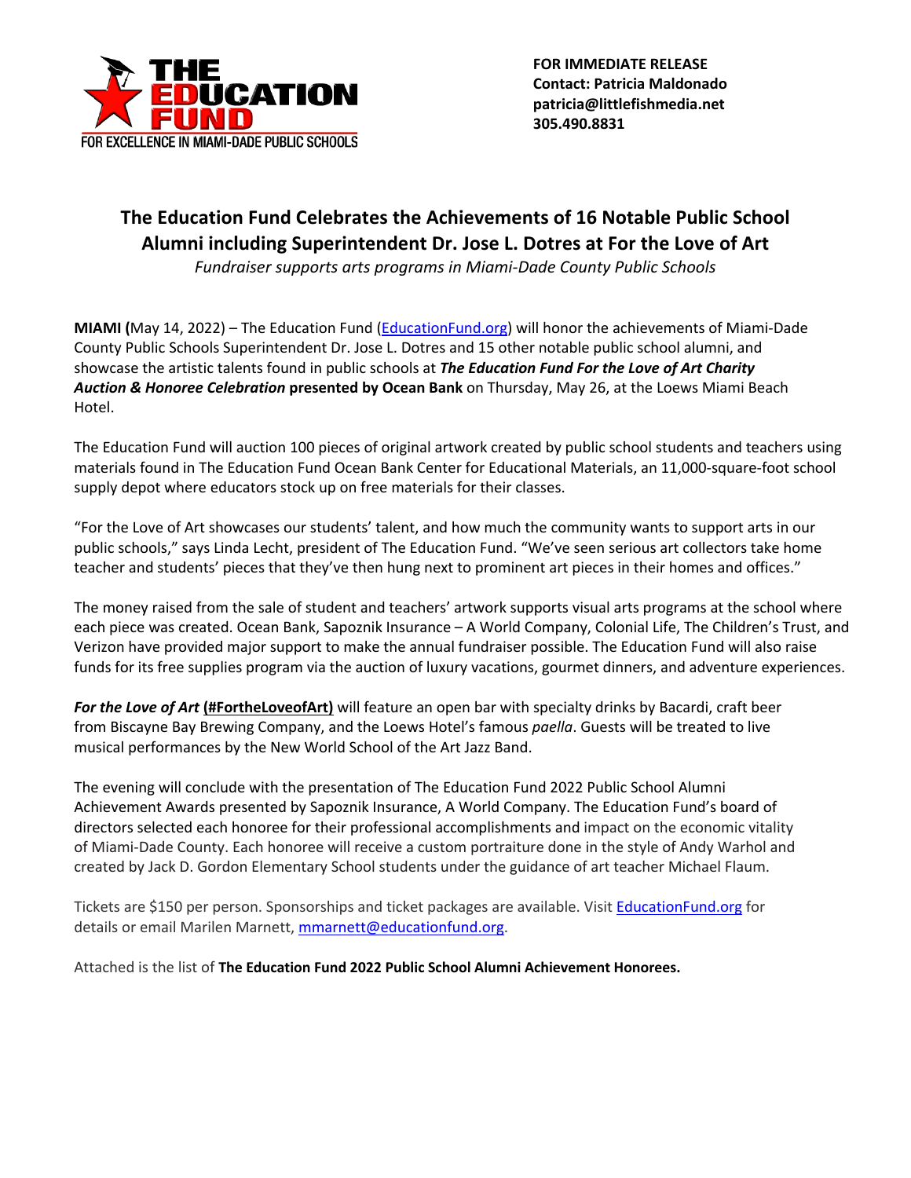THE EDUCATION FUND
FOR EXCELLENCE IN MIAMI-DADE PUBLIC SCHOOLS

**FOR IMMEDIATE RELEASE**
**Contact: Patricia Maldonado**
**patricia@littlefishmedia.net**
**305.490.8831**

# The Education Fund Celebrates the Achievements of 16 Notable Public School Alumni including Superintendent Dr. Jose L. Dotres at For the Love of Art

*Fundraiser supports arts programs in Miami-Dade County Public Schools*

**MIAMI (**May 14, 2022) – The Education Fund (EducationFund.org) will honor the achievements of Miami-Dade County Public Schools Superintendent Dr. Jose L. Dotres and 15 other notable public school alumni, and showcase the artistic talents found in public schools at ***The Education Fund For the Love of Art Charity Auction & Honoree Celebration*** **presented by Ocean Bank** on Thursday, May 26, at the Loews Miami Beach Hotel.

The Education Fund will auction 100 pieces of original artwork created by public school students and teachers using materials found in The Education Fund Ocean Bank Center for Educational Materials, an 11,000-square-foot school supply depot where educators stock up on free materials for their classes.

"For the Love of Art showcases our students' talent, and how much the community wants to support arts in our public schools," says Linda Lecht, president of The Education Fund. "We've seen serious art collectors take home teacher and students' pieces that they've then hung next to prominent art pieces in their homes and offices."

The money raised from the sale of student and teachers' artwork supports visual arts programs at the school where each piece was created. Ocean Bank, Sapoznik Insurance – A World Company, Colonial Life, The Children's Trust, and Verizon have provided major support to make the annual fundraiser possible. The Education Fund will also raise funds for its free supplies program via the auction of luxury vacations, gourmet dinners, and adventure experiences.

***For the Love of Art*** **(#FortheLoveofArt)** will feature an open bar with specialty drinks by Bacardi, craft beer from Biscayne Bay Brewing Company, and the Loews Hotel's famous *paella*. Guests will be treated to live musical performances by the New World School of the Art Jazz Band.

The evening will conclude with the presentation of The Education Fund 2022 Public School Alumni Achievement Awards presented by Sapoznik Insurance, A World Company. The Education Fund's board of directors selected each honoree for their professional accomplishments and impact on the economic vitality of Miami-Dade County. Each honoree will receive a custom portraiture done in the style of Andy Warhol and created by Jack D. Gordon Elementary School students under the guidance of art teacher Michael Flaum.

Tickets are $150 per person. Sponsorships and ticket packages are available. Visit EducationFund.org for details or email Marilen Marnett, mmarnett@educationfund.org.

Attached is the list of **The Education Fund 2022 Public School Alumni Achievement Honorees.**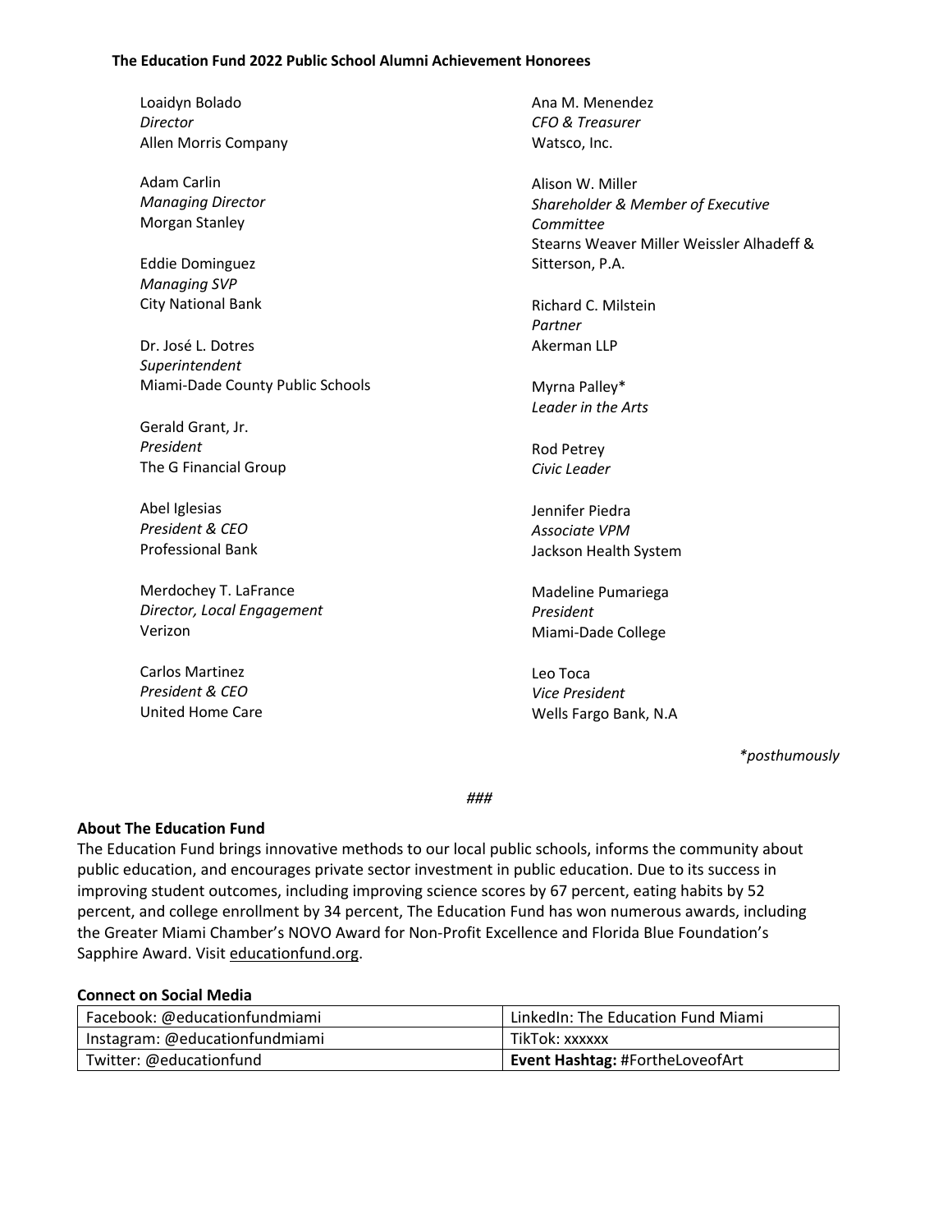**The Education Fund 2022 Public School Alumni Achievement Honorees**

Loaidyn Bolado
*Director*
Allen Morris Company

Adam Carlin
*Managing Director*
Morgan Stanley

Eddie Dominguez
*Managing SVP*
City National Bank

Dr. José L. Dotres
*Superintendent*
Miami-Dade County Public Schools

Gerald Grant, Jr.
*President*
The G Financial Group

Abel Iglesias
*President & CEO*
Professional Bank

Merdochey T. LaFrance
*Director, Local Engagement*
Verizon

Carlos Martinez
*President & CEO*
United Home Care

Ana M. Menendez
*CFO & Treasurer*
Watsco, Inc.

Alison W. Miller
*Shareholder & Member of Executive Committee*
Stearns Weaver Miller Weissler Alhadeff & Sitterson, P.A.

Richard C. Milstein
*Partner*
Akerman LLP

Myrna Palley*
*Leader in the Arts*

Rod Petrey
*Civic Leader*

Jennifer Piedra
*Associate VPM*
Jackson Health System

Madeline Pumariega
*President*
Miami-Dade College

Leo Toca
*Vice President*
Wells Fargo Bank, N.A

*\*posthumously*

*###*

**About The Education Fund**

The Education Fund brings innovative methods to our local public schools, informs the community about public education, and encourages private sector investment in public education. Due to its success in improving student outcomes, including improving science scores by 67 percent, eating habits by 52 percent, and college enrollment by 34 percent, The Education Fund has won numerous awards, including the Greater Miami Chamber's NOVO Award for Non-Profit Excellence and Florida Blue Foundation's Sapphire Award. Visit educationfund.org.

**Connect on Social Media**

| | |
|---|---|
| Facebook: @educationfundmiami | LinkedIn: The Education Fund Miami |
| Instagram: @educationfundmiami | TikTok: xxxxxx |
| Twitter: @educationfund | **Event Hashtag:** #FortheLoveofArt |